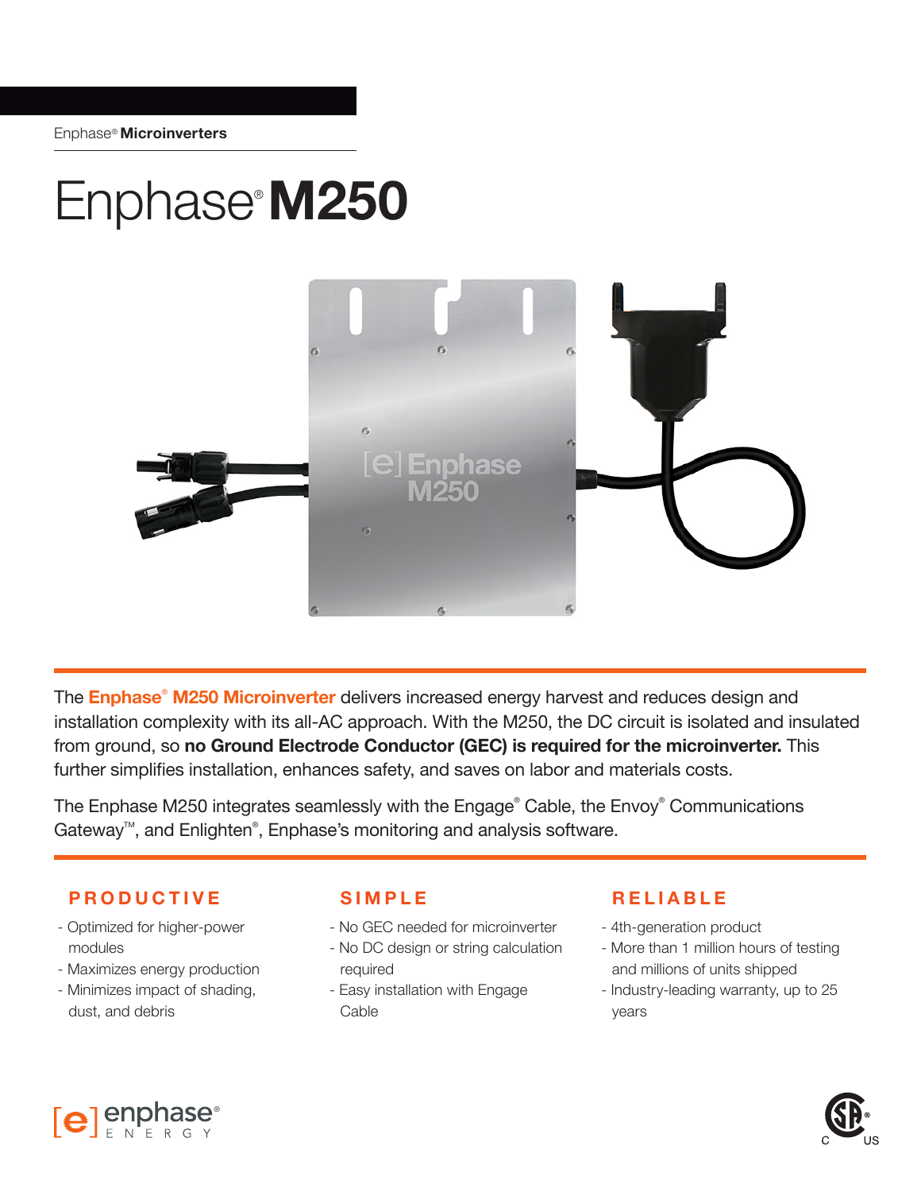Enphase® **Microinverters**

# Enphase® **M250**

The **Enphase® M250 Microinverter** delivers increased energy harvest and reduces design and installation complexity with its all-AC approach. With the M250, the DC circuit is isolated and insulated from ground, so **no Ground Electrode Conductor (GEC) is required for the microinverter.** This further simplifies installation, enhances safety, and saves on labor and materials costs.

The Enphase M250 integrates seamlessly with the Engage® Cable, the Envoy® Communications Gateway™, and Enlighten®, Enphase's monitoring and analysis software.

### PRODUCTIVE

- Optimized for higher-power modules
- Maximizes energy production
- Minimizes impact of shading, dust, and debris

### SIMPLE

- No GEC needed for microinverter
- No DC design or string calculation required
- Easy installation with Engage Cable

### RELIABLE

- 4th-generation product
- More than 1 million hours of testing and millions of units shipped
- Industry-leading warranty, up to 25 years

enphase® ENERGY

C US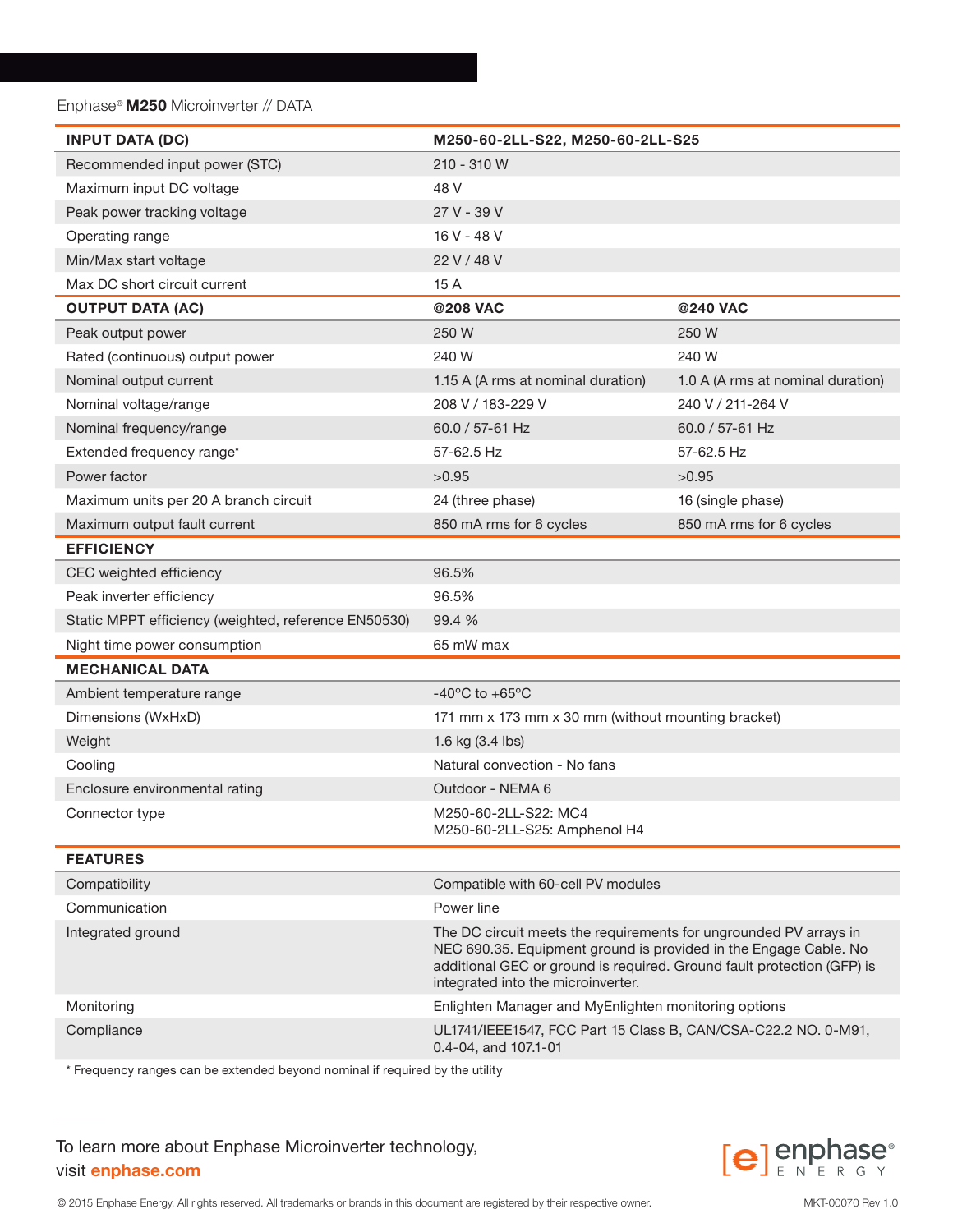Enphase® **M250** Microinverter // DATA

| INPUT DATA (DC) | M250-60-2LL-S22, M250-60-2LL-S25 | |
|---|---|---|
| Recommended input power (STC) | 210 - 310 W | |
| Maximum input DC voltage | 48 V | |
| Peak power tracking voltage | 27 V - 39 V | |
| Operating range | 16 V - 48 V | |
| Min/Max start voltage | 22 V / 48 V | |
| Max DC short circuit current | 15 A | |
| **OUTPUT DATA (AC)** | **@208 VAC** | **@240 VAC** |
| Peak output power | 250 W | 250 W |
| Rated (continuous) output power | 240 W | 240 W |
| Nominal output current | 1.15 A (A rms at nominal duration) | 1.0 A (A rms at nominal duration) |
| Nominal voltage/range | 208 V / 183-229 V | 240 V / 211-264 V |
| Nominal frequency/range | 60.0 / 57-61 Hz | 60.0 / 57-61 Hz |
| Extended frequency range* | 57-62.5 Hz | 57-62.5 Hz |
| Power factor | >0.95 | >0.95 |
| Maximum units per 20 A branch circuit | 24 (three phase) | 16 (single phase) |
| Maximum output fault current | 850 mA rms for 6 cycles | 850 mA rms for 6 cycles |
| **EFFICIENCY** | | |
| CEC weighted efficiency | 96.5% | |
| Peak inverter efficiency | 96.5% | |
| Static MPPT efficiency (weighted, reference EN50530) | 99.4 % | |
| Night time power consumption | 65 mW max | |
| **MECHANICAL DATA** | | |
| Ambient temperature range | -40ºC to +65ºC | |
| Dimensions (WxHxD) | 171 mm x 173 mm x 30 mm (without mounting bracket) | |
| Weight | 1.6 kg (3.4 lbs) | |
| Cooling | Natural convection - No fans | |
| Enclosure environmental rating | Outdoor - NEMA 6 | |
| Connector type | M250-60-2LL-S22: MC4<br>M250-60-2LL-S25: Amphenol H4 | |
| **FEATURES** | | |
| Compatibility | Compatible with 60-cell PV modules | |
| Communication | Power line | |
| Integrated ground | The DC circuit meets the requirements for ungrounded PV arrays in NEC 690.35. Equipment ground is provided in the Engage Cable. No additional GEC or ground is required. Ground fault protection (GFP) is integrated into the microinverter. | |
| Monitoring | Enlighten Manager and MyEnlighten monitoring options | |
| Compliance | UL1741/IEEE1547, FCC Part 15 Class B, CAN/CSA-C22.2 NO. 0-M91, 0.4-04, and 107.1-01 | |

\* Frequency ranges can be extended beyond nominal if required by the utility

To learn more about Enphase Microinverter technology, visit **enphase.com**

enphase® ENERGY

© 2015 Enphase Energy. All rights reserved. All trademarks or brands in this document are registered by their respective owner.

MKT-00070 Rev 1.0